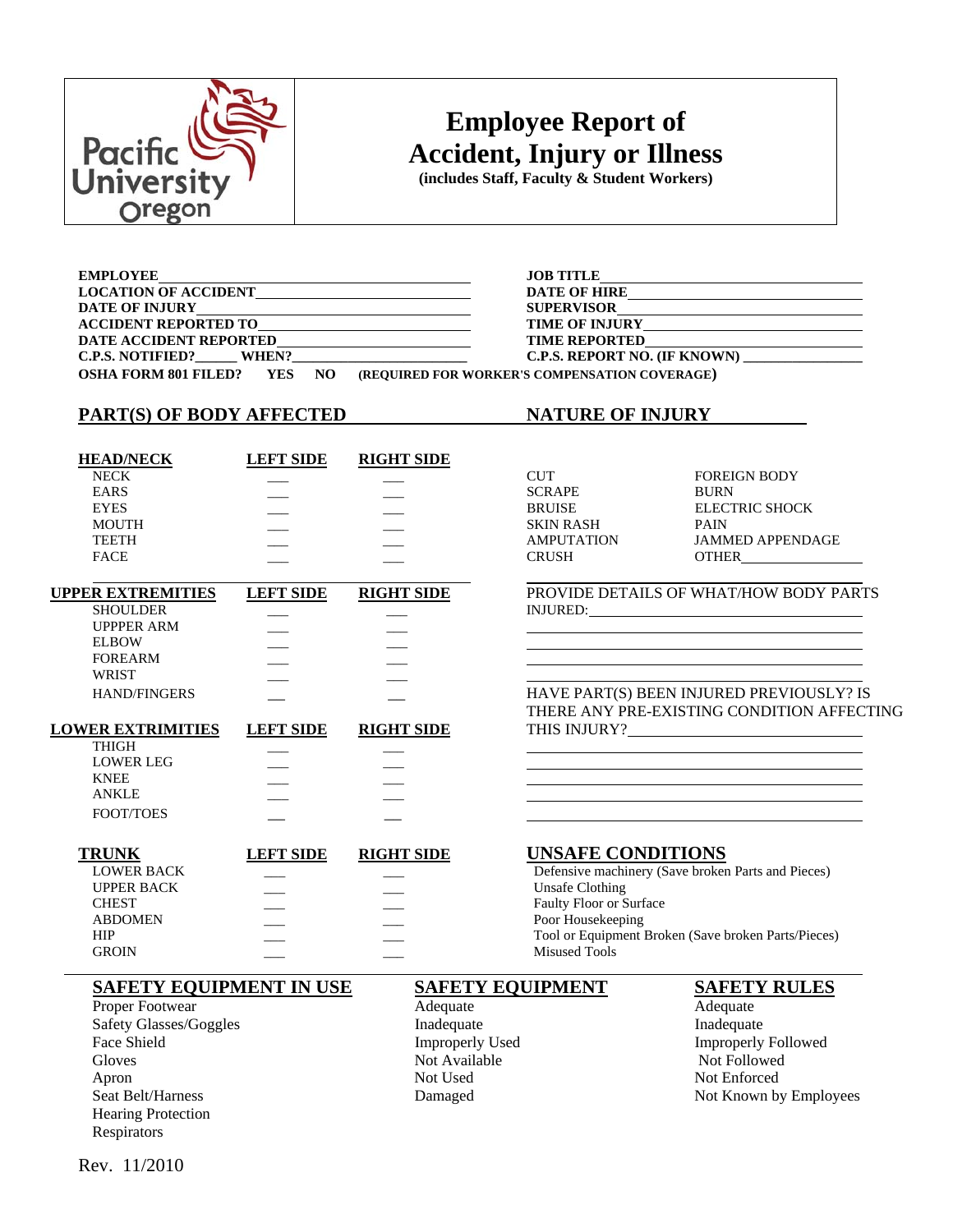Pacific University Oregon

# Employee Report of Accident, Injury or Illness

**(includes Staff, Faculty & Student Workers)**

**EMPLOYEE**\_\_\_\_\_\_\_\_\_\_\_\_\_\_\_\_\_\_\_\_\_\_\_\_\_\_\_\_\_\_
**JOB TITLE**\_\_\_\_\_\_\_\_\_\_\_\_\_\_\_\_\_\_\_\_\_\_\_\_\_\_\_\_\_\_

**LOCATION OF ACCIDENT**\_\_\_\_\_\_\_\_\_\_\_\_\_\_\_\_\_\_\_\_
**DATE OF HIRE**\_\_\_\_\_\_\_\_\_\_\_\_\_\_\_\_\_\_\_\_\_\_\_\_\_\_

**DATE OF INJURY**\_\_\_\_\_\_\_\_\_\_\_\_\_\_\_\_\_\_\_\_\_\_\_\_\_\_
**SUPERVISOR**\_\_\_\_\_\_\_\_\_\_\_\_\_\_\_\_\_\_\_\_\_\_\_\_\_\_\_\_

**ACCIDENT REPORTED TO**\_\_\_\_\_\_\_\_\_\_\_\_\_\_\_\_\_\_\_\_
**TIME OF INJURY**\_\_\_\_\_\_\_\_\_\_\_\_\_\_\_\_\_\_\_\_\_\_\_\_\_

**DATE ACCIDENT REPORTED**\_\_\_\_\_\_\_\_\_\_\_\_\_\_\_\_\_\_
**TIME REPORTED**\_\_\_\_\_\_\_\_\_\_\_\_\_\_\_\_\_\_\_\_\_\_\_\_\_

**C.P.S. NOTIFIED?**\_\_\_\_\_\_ **WHEN?**\_\_\_\_\_\_\_\_\_\_\_\_\_\_\_\_\_\_\_\_\_\_
**C.P.S. REPORT NO. (IF KNOWN)** \_\_\_\_\_\_\_\_\_\_\_\_\_\_\_\_

**OSHA FORM 801 FILED? YES NO (REQUIRED FOR WORKER'S COMPENSATION COVERAGE)**

## PART(S) OF BODY AFFECTED

| HEAD/NECK | LEFT SIDE | RIGHT SIDE |
|---|---|---|
| NECK | \_\_\_ | \_\_\_ |
| EARS | \_\_\_ | \_\_\_ |
| EYES | \_\_\_ | \_\_\_ |
| MOUTH | \_\_\_ | \_\_\_ |
| TEETH | \_\_\_ | \_\_\_ |
| FACE | \_\_\_ | \_\_\_ |

| UPPER EXTREMITIES | LEFT SIDE | RIGHT SIDE |
|---|---|---|
| SHOULDER | \_\_\_ | \_\_\_ |
| UPPPER ARM | \_\_\_ | \_\_\_ |
| ELBOW | \_\_\_ | \_\_\_ |
| FOREARM | \_\_\_ | \_\_\_ |
| WRIST | \_\_\_ | \_\_\_ |
| HAND/FINGERS | \_\_\_ | \_\_\_ |

| LOWER EXTRIMITIES | LEFT SIDE | RIGHT SIDE |
|---|---|---|
| THIGH | \_\_\_ | \_\_\_ |
| LOWER LEG | \_\_\_ | \_\_\_ |
| KNEE | \_\_\_ | \_\_\_ |
| ANKLE | \_\_\_ | \_\_\_ |
| FOOT/TOES | \_\_\_ | \_\_\_ |

| TRUNK | LEFT SIDE | RIGHT SIDE |
|---|---|---|
| LOWER BACK | \_\_\_ | \_\_\_ |
| UPPER BACK | \_\_\_ | \_\_\_ |
| CHEST | \_\_\_ | \_\_\_ |
| ABDOMEN | \_\_\_ | \_\_\_ |
| HIP | \_\_\_ | \_\_\_ |
| GROIN | \_\_\_ | \_\_\_ |

## NATURE OF INJURY

| | |
|---|---|
| CUT | FOREIGN BODY |
| SCRAPE | BURN |
| BRUISE | ELECTRIC SHOCK |
| SKIN RASH | PAIN |
| AMPUTATION | JAMMED APPENDAGE |
| CRUSH | OTHER\_\_\_\_\_\_\_\_\_\_\_\_\_\_ |

PROVIDE DETAILS OF WHAT/HOW BODY PARTS INJURED:\_\_\_\_\_\_\_\_\_\_\_\_\_\_\_\_\_\_\_\_\_\_\_\_\_\_\_\_\_\_\_\_

\_\_\_\_\_\_\_\_\_\_\_\_\_\_\_\_\_\_\_\_\_\_\_\_\_\_\_\_\_\_\_\_\_\_\_\_\_\_\_\_\_\_\_\_

\_\_\_\_\_\_\_\_\_\_\_\_\_\_\_\_\_\_\_\_\_\_\_\_\_\_\_\_\_\_\_\_\_\_\_\_\_\_\_\_\_\_\_\_

\_\_\_\_\_\_\_\_\_\_\_\_\_\_\_\_\_\_\_\_\_\_\_\_\_\_\_\_\_\_\_\_\_\_\_\_\_\_\_\_\_\_\_\_

\_\_\_\_\_\_\_\_\_\_\_\_\_\_\_\_\_\_\_\_\_\_\_\_\_\_\_\_\_\_\_\_\_\_\_\_\_\_\_\_\_\_\_\_

HAVE PART(S) BEEN INJURED PREVIOUSLY? IS THERE ANY PRE-EXISTING CONDITION AFFECTING THIS INJURY?\_\_\_\_\_\_\_\_\_\_\_\_\_\_\_\_\_\_\_\_\_\_\_\_\_\_\_\_

\_\_\_\_\_\_\_\_\_\_\_\_\_\_\_\_\_\_\_\_\_\_\_\_\_\_\_\_\_\_\_\_\_\_\_\_\_\_\_\_\_\_\_\_

\_\_\_\_\_\_\_\_\_\_\_\_\_\_\_\_\_\_\_\_\_\_\_\_\_\_\_\_\_\_\_\_\_\_\_\_\_\_\_\_\_\_\_\_

\_\_\_\_\_\_\_\_\_\_\_\_\_\_\_\_\_\_\_\_\_\_\_\_\_\_\_\_\_\_\_\_\_\_\_\_\_\_\_\_\_\_\_\_

\_\_\_\_\_\_\_\_\_\_\_\_\_\_\_\_\_\_\_\_\_\_\_\_\_\_\_\_\_\_\_\_\_\_\_\_\_\_\_\_\_\_\_\_

\_\_\_\_\_\_\_\_\_\_\_\_\_\_\_\_\_\_\_\_\_\_\_\_\_\_\_\_\_\_\_\_\_\_\_\_\_\_\_\_\_\_\_\_

## UNSAFE CONDITIONS

Defensive machinery (Save broken Parts and Pieces)
Unsafe Clothing
Faulty Floor or Surface
Poor Housekeeping
Tool or Equipment Broken (Save broken Parts/Pieces)
Misused Tools

## SAFETY EQUIPMENT IN USE

Proper Footwear
Safety Glasses/Goggles
Face Shield
Gloves
Apron
Seat Belt/Harness
Hearing Protection
Respirators

## SAFETY EQUIPMENT

Adequate
Inadequate
Improperly Used
Not Available
Not Used
Damaged

## SAFETY RULES

Adequate
Inadequate
Improperly Followed
Not Followed
Not Enforced
Not Known by Employees

Rev. 11/2010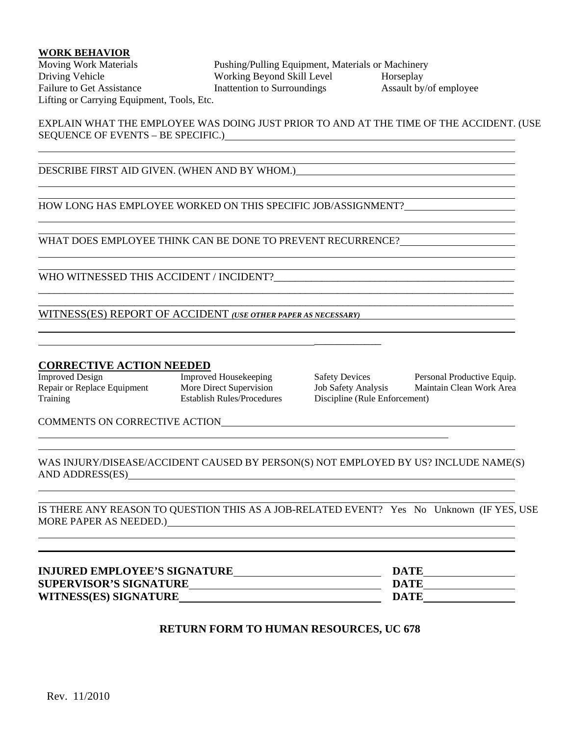**WORK BEHAVIOR**

| | | |
|---|---|---|
| Moving Work Materials | Pushing/Pulling Equipment, Materials or Machinery | |
| Driving Vehicle | Working Beyond Skill Level | Horseplay |
| Failure to Get Assistance | Inattention to Surroundings | Assault by/of employee |
| Lifting or Carrying Equipment, Tools, Etc. | | |

EXPLAIN WHAT THE EMPLOYEE WAS DOING JUST PRIOR TO AND AT THE TIME OF THE ACCIDENT. (USE SEQUENCE OF EVENTS – BE SPECIFIC.)

DESCRIBE FIRST AID GIVEN. (WHEN AND BY WHOM.)

HOW LONG HAS EMPLOYEE WORKED ON THIS SPECIFIC JOB/ASSIGNMENT?

WHAT DOES EMPLOYEE THINK CAN BE DONE TO PREVENT RECURRENCE?

WHO WITNESSED THIS ACCIDENT / INCIDENT?

WITNESS(ES) REPORT OF ACCIDENT ***(USE OTHER PAPER AS NECESSARY)***

**CORRECTIVE ACTION NEEDED**

| | | | |
|---|---|---|---|
| Improved Design | Improved Housekeeping | Safety Devices | Personal Productive Equip. |
| Repair or Replace Equipment | More Direct Supervision | Job Safety Analysis | Maintain Clean Work Area |
| Training | Establish Rules/Procedures | Discipline (Rule Enforcement) | |

COMMENTS ON CORRECTIVE ACTION

WAS INJURY/DISEASE/ACCIDENT CAUSED BY PERSON(S) NOT EMPLOYED BY US? INCLUDE NAME(S) AND ADDRESS(ES)

IS THERE ANY REASON TO QUESTION THIS AS A JOB-RELATED EVENT? Yes No Unknown (IF YES, USE MORE PAPER AS NEEDED.)

**INJURED EMPLOYEE'S SIGNATURE** ______________________ **DATE** __________

**SUPERVISOR'S SIGNATURE** ______________________ **DATE** __________

**WITNESS(ES) SIGNATURE** ______________________ **DATE** __________

**RETURN FORM TO HUMAN RESOURCES, UC 678**

Rev. 11/2010